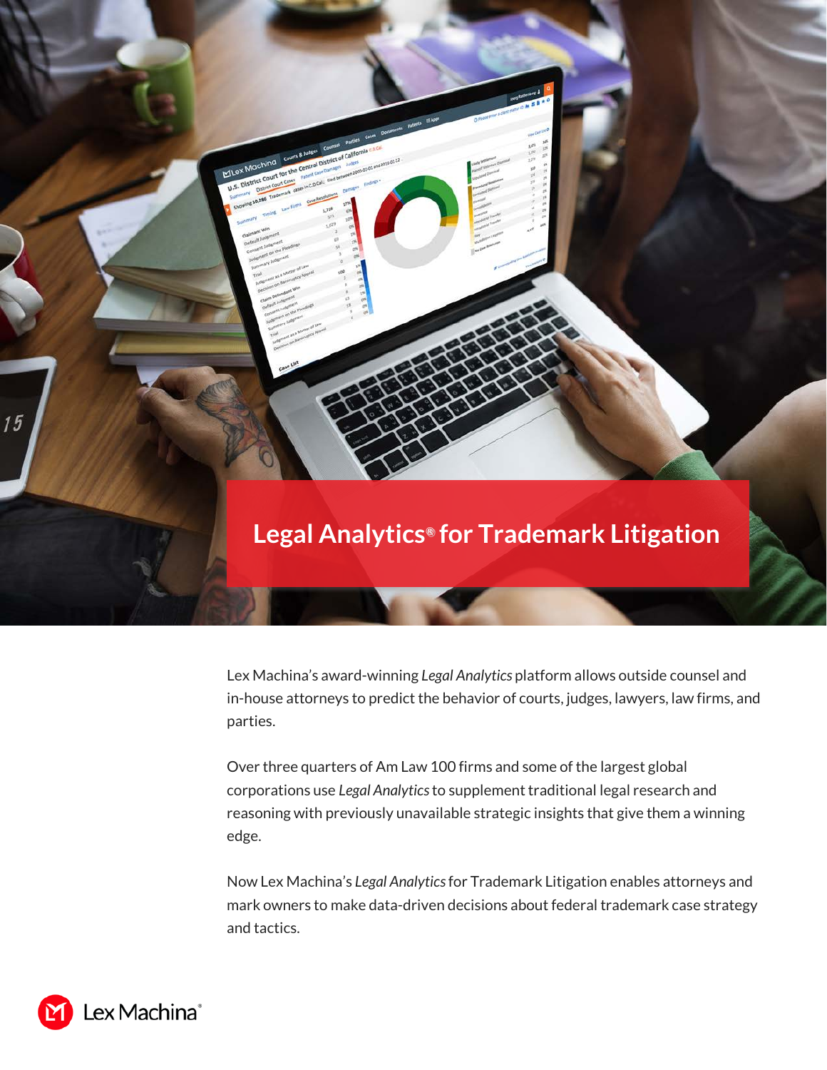# Legal Analytics® for Trademark Litigation

Lex Machina's award-winning *Legal Analytics* platform allows outside counsel and in-house attorneys to predict the behavior of courts, judges, lawyers, law firms, and parties.

Over three quarters of Am Law 100 firms and some of the largest global corporations use *Legal Analytics* to supplement traditional legal research and reasoning with previously unavailable strategic insights that give them a winning edge.

Now Lex Machina's *Legal Analytics* for Trademark Litigation enables attorneys and mark owners to make data-driven decisions about federal trademark case strategy and tactics.

Lex Machina®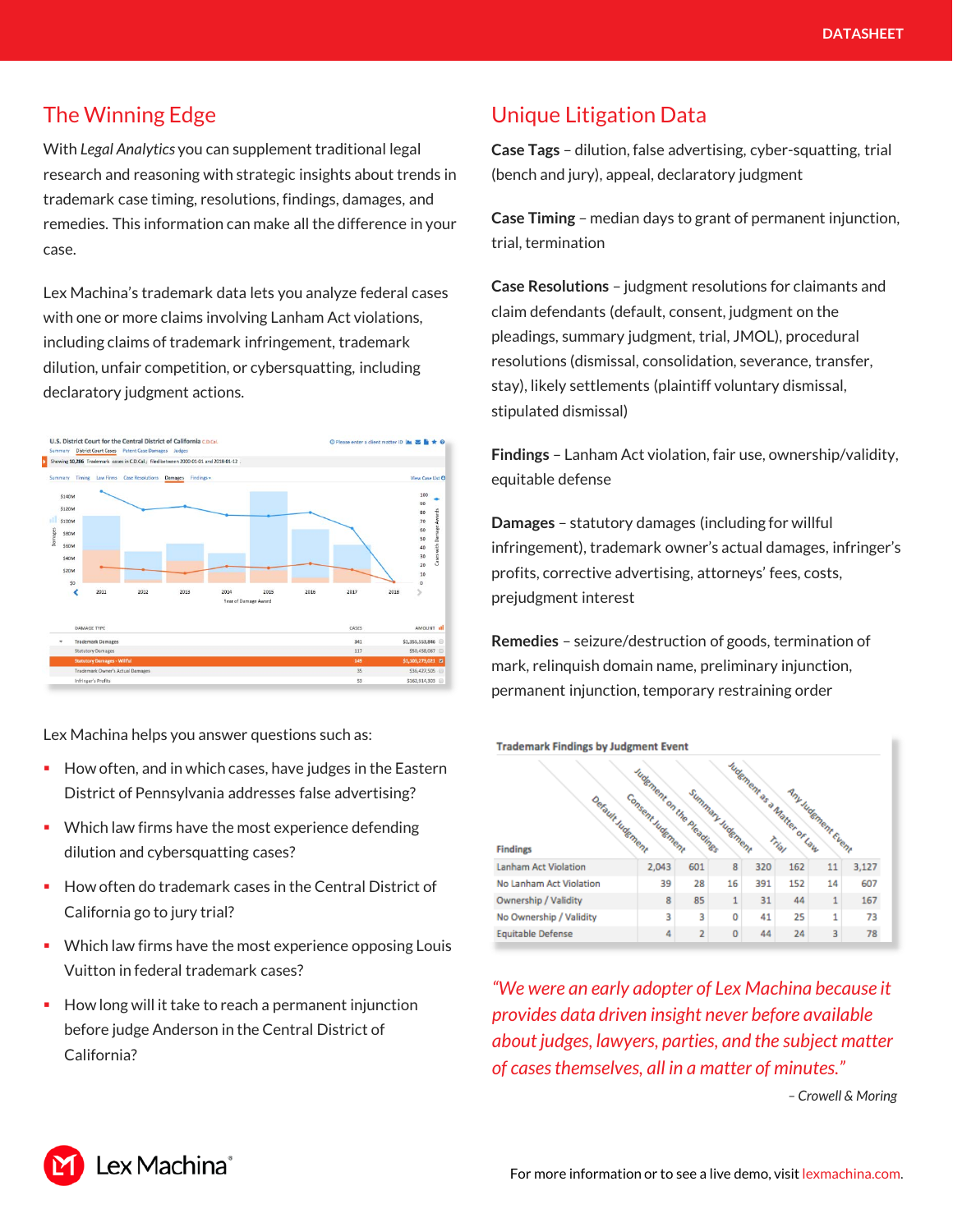## The Winning Edge

With *Legal Analytics* you can supplement traditional legal research and reasoning with strategic insights about trends in trademark case timing, resolutions, findings, damages, and remedies. This information can make all the difference in your case.

Lex Machina's trademark data lets you analyze federal cases with one or more claims involving Lanham Act violations, including claims of trademark infringement, trademark dilution, unfair competition, or cybersquatting, including declaratory judgment actions.

U.S. District Court for the Central District of California

DAMAGE TYPE | CASES | AMOUNT

Trademark Damages 341 $1,355,553,846

Statutory Damages 117 $50,458,067

Statutory Damages - Willful 149 $1,105,173,071

Trademark Owner's Actual Damages 35 $36,427,505

Infringer's Profits 53 $163,314,303

Lex Machina helps you answer questions such as:

- How often, and in which cases, have judges in the Eastern District of Pennsylvania addresses false advertising?
- Which law firms have the most experience defending dilution and cybersquatting cases?
- How often do trademark cases in the Central District of California go to jury trial?
- Which law firms have the most experience opposing Louis Vuitton in federal trademark cases?
- How long will it take to reach a permanent injunction before judge Anderson in the Central District of California?

## Unique Litigation Data

**Case Tags** – dilution, false advertising, cyber-squatting, trial (bench and jury), appeal, declaratory judgment

**Case Timing** – median days to grant of permanent injunction, trial, termination

**Case Resolutions** – judgment resolutions for claimants and claim defendants (default, consent, judgment on the pleadings, summary judgment, trial, JMOL), procedural resolutions (dismissal, consolidation, severance, transfer, stay), likely settlements (plaintiff voluntary dismissal, stipulated dismissal)

**Findings** – Lanham Act violation, fair use, ownership/validity, equitable defense

**Damages** – statutory damages (including for willful infringement), trademark owner's actual damages, infringer's profits, corrective advertising, attorneys' fees, costs, prejudgment interest

**Remedies** – seizure/destruction of goods, termination of mark, relinquish domain name, preliminary injunction, permanent injunction, temporary restraining order

**Trademark Findings by Judgment Event**

| Findings | Default Judgment | Consent Judgment | Judgment on the Pleadings | Summary Judgment | Trial | Judgment as a Matter of Law | Any Judgment Event |
|---|---|---|---|---|---|---|---|
| Lanham Act Violation | 2,043 | 601 | 8 | 320 | 162 | 11 | 3,127 |
| No Lanham Act Violation | 39 | 28 | 16 | 391 | 152 | 14 | 607 |
| Ownership / Validity | 8 | 85 | 1 | 31 | 44 | 1 | 167 |
| No Ownership / Validity | 3 | 3 | 0 | 41 | 25 | 1 | 73 |
| Equitable Defense | 4 | 2 | 0 | 44 | 24 | 3 | 78 |

*"We were an early adopter of Lex Machina because it provides data driven insight never before available about judges, lawyers, parties, and the subject matter of cases themselves, all in a matter of minutes."*

*– Crowell & Moring*

For more information or to see a live demo, visit lexmachina.com.